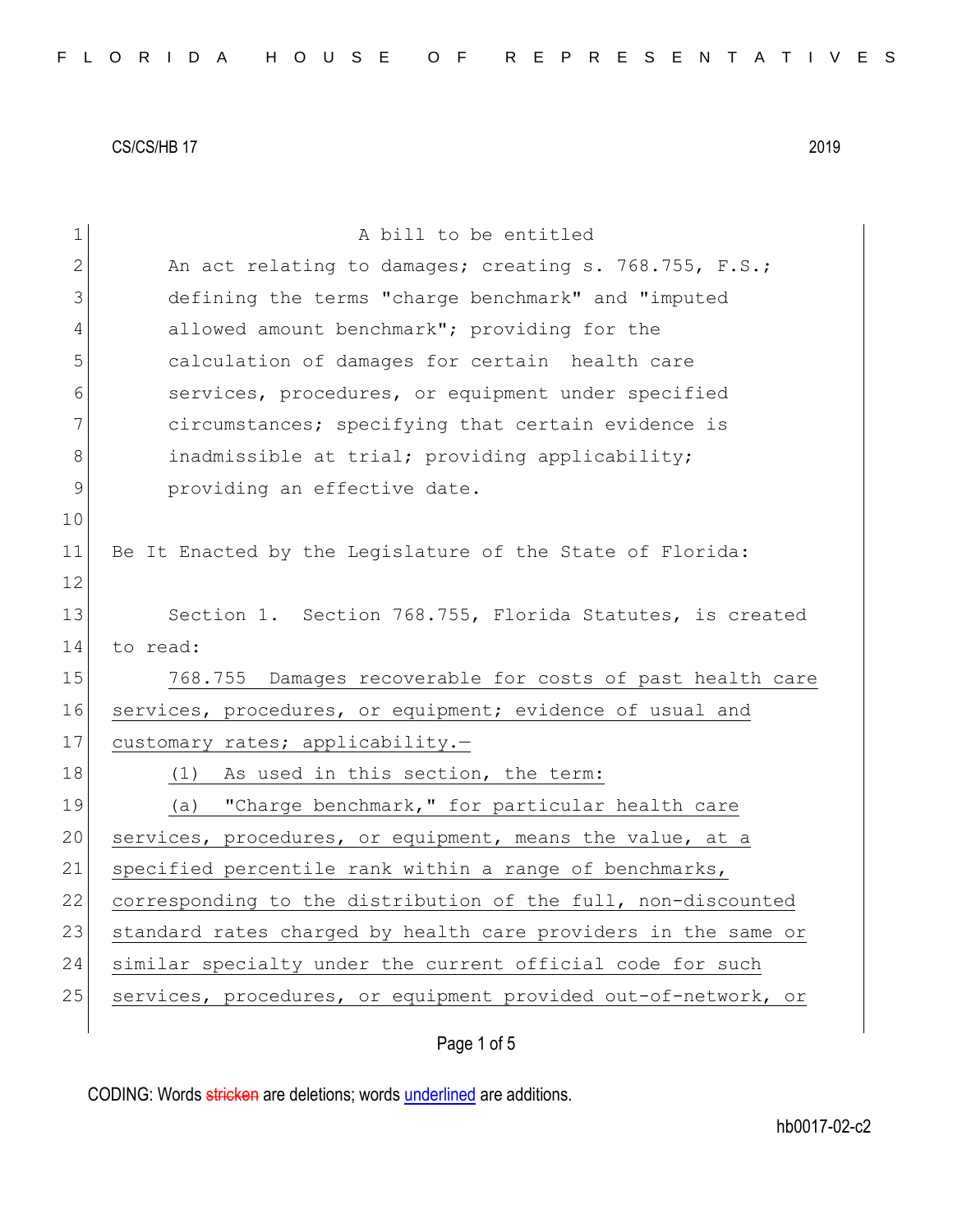CS/CS/HB 17 2019

A bill to be entitled

An act relating to damages; creating s. 768.755, F.S.; defining the terms "charge benchmark" and "imputed allowed amount benchmark"; providing for the calculation of damages for certain health care services, procedures, or equipment under specified circumstances; specifying that certain evidence is inadmissible at trial; providing applicability; providing an effective date.

Be It Enacted by the Legislature of the State of Florida:

Section 1. Section 768.755, Florida Statutes, is created to read:

768.755 Damages recoverable for costs of past health care services, procedures, or equipment; evidence of usual and customary rates; applicability.—

(1) As used in this section, the term:

(a) "Charge benchmark," for particular health care services, procedures, or equipment, means the value, at a specified percentile rank within a range of benchmarks, corresponding to the distribution of the full, non-discounted standard rates charged by health care providers in the same or similar specialty under the current official code for such services, procedures, or equipment provided out-of-network, or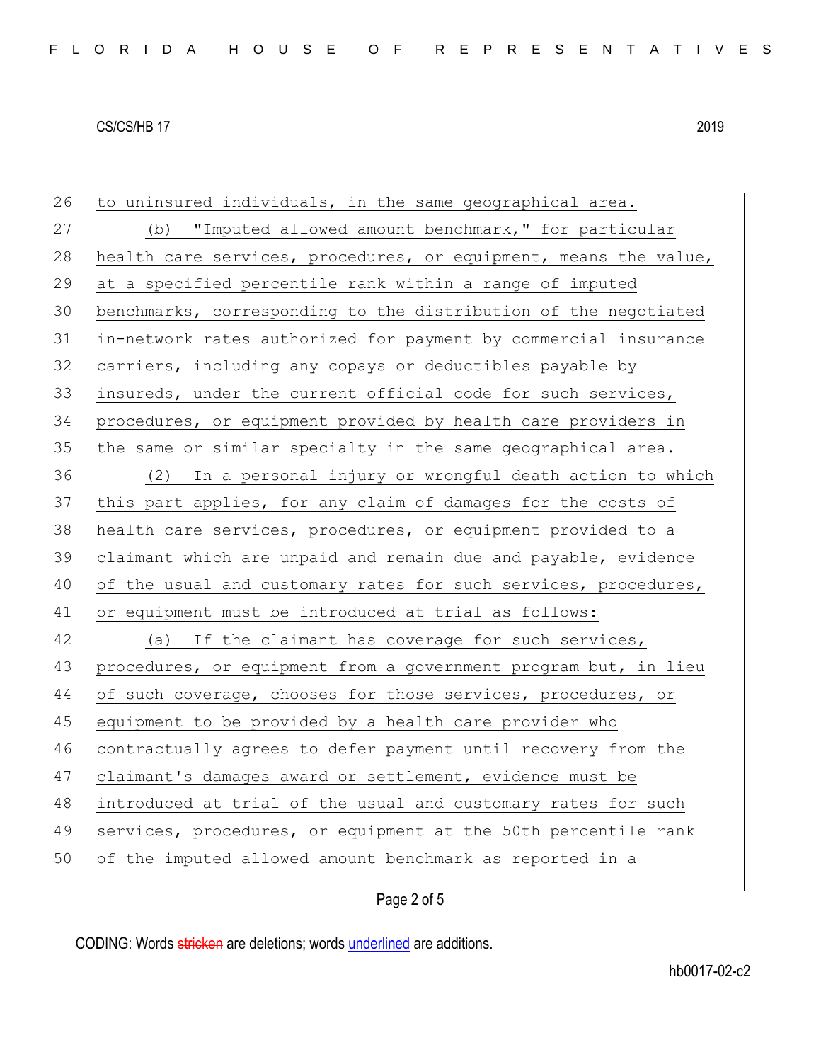to uninsured individuals, in the same geographical area.

(b) "Imputed allowed amount benchmark," for particular health care services, procedures, or equipment, means the value, at a specified percentile rank within a range of imputed benchmarks, corresponding to the distribution of the negotiated in-network rates authorized for payment by commercial insurance carriers, including any copays or deductibles payable by insureds, under the current official code for such services, procedures, or equipment provided by health care providers in the same or similar specialty in the same geographical area.

(2) In a personal injury or wrongful death action to which this part applies, for any claim of damages for the costs of health care services, procedures, or equipment provided to a claimant which are unpaid and remain due and payable, evidence of the usual and customary rates for such services, procedures, or equipment must be introduced at trial as follows:

(a) If the claimant has coverage for such services, procedures, or equipment from a government program but, in lieu of such coverage, chooses for those services, procedures, or equipment to be provided by a health care provider who contractually agrees to defer payment until recovery from the claimant's damages award or settlement, evidence must be introduced at trial of the usual and customary rates for such services, procedures, or equipment at the 50th percentile rank of the imputed allowed amount benchmark as reported in a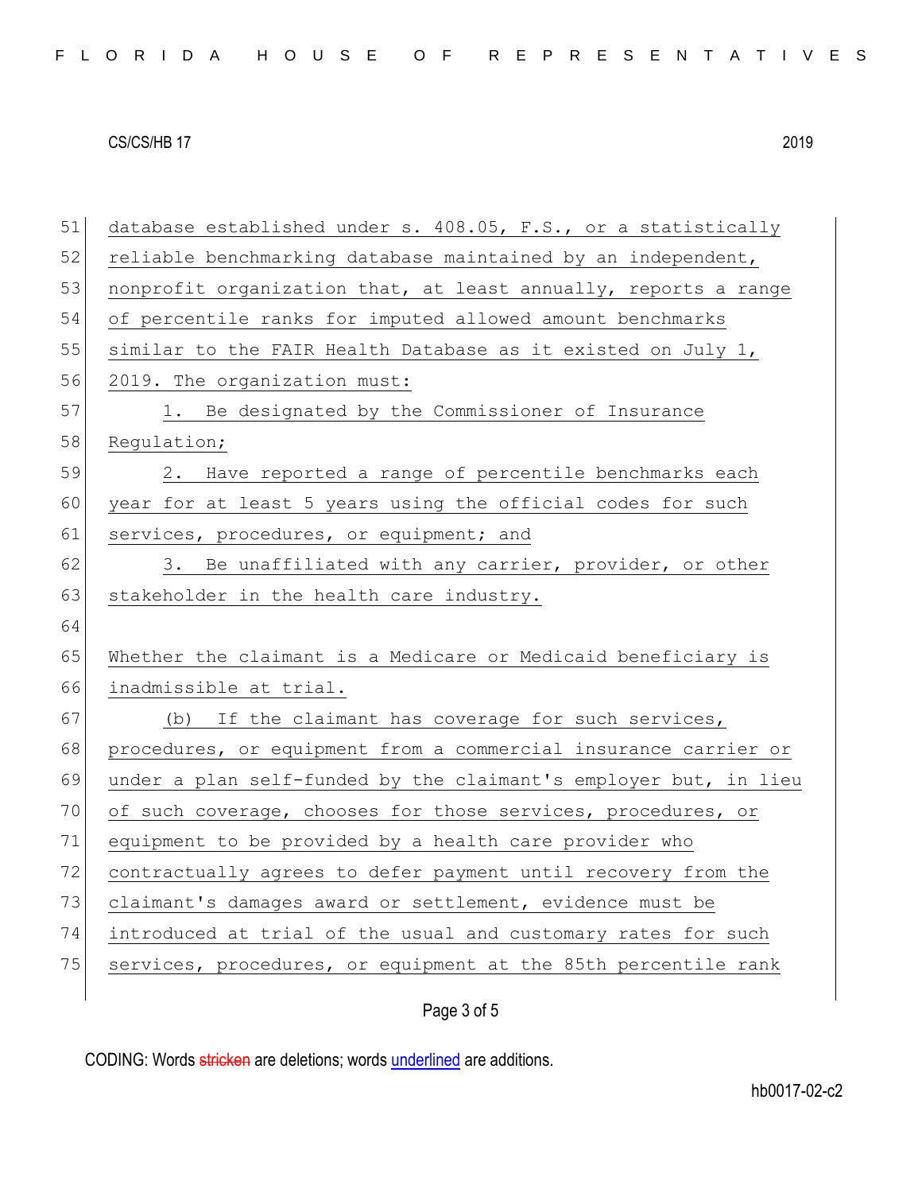database established under s. 408.05, F.S., or a statistically reliable benchmarking database maintained by an independent, nonprofit organization that, at least annually, reports a range of percentile ranks for imputed allowed amount benchmarks similar to the FAIR Health Database as it existed on July 1, 2019. The organization must:

1. Be designated by the Commissioner of Insurance Regulation;

2. Have reported a range of percentile benchmarks each year for at least 5 years using the official codes for such services, procedures, or equipment; and

3. Be unaffiliated with any carrier, provider, or other stakeholder in the health care industry.

Whether the claimant is a Medicare or Medicaid beneficiary is inadmissible at trial.

(b) If the claimant has coverage for such services, procedures, or equipment from a commercial insurance carrier or under a plan self-funded by the claimant's employer but, in lieu of such coverage, chooses for those services, procedures, or equipment to be provided by a health care provider who contractually agrees to defer payment until recovery from the claimant's damages award or settlement, evidence must be introduced at trial of the usual and customary rates for such services, procedures, or equipment at the 85th percentile rank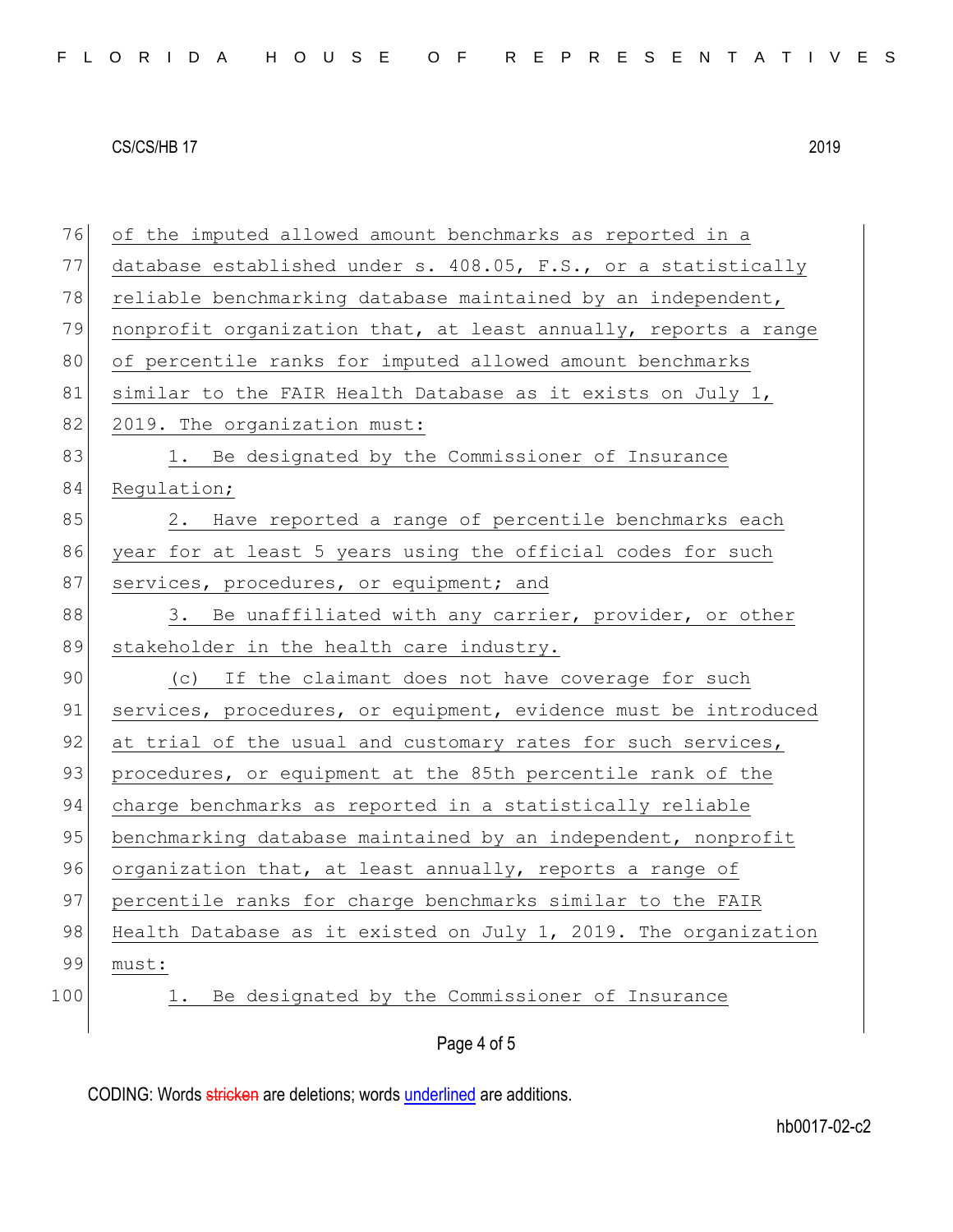of the imputed allowed amount benchmarks as reported in a database established under s. 408.05, F.S., or a statistically reliable benchmarking database maintained by an independent, nonprofit organization that, at least annually, reports a range of percentile ranks for imputed allowed amount benchmarks similar to the FAIR Health Database as it exists on July 1, 2019. The organization must:

1. Be designated by the Commissioner of Insurance Regulation;

2. Have reported a range of percentile benchmarks each year for at least 5 years using the official codes for such services, procedures, or equipment; and

3. Be unaffiliated with any carrier, provider, or other stakeholder in the health care industry.

(c) If the claimant does not have coverage for such services, procedures, or equipment, evidence must be introduced at trial of the usual and customary rates for such services, procedures, or equipment at the 85th percentile rank of the charge benchmarks as reported in a statistically reliable benchmarking database maintained by an independent, nonprofit organization that, at least annually, reports a range of percentile ranks for charge benchmarks similar to the FAIR Health Database as it existed on July 1, 2019. The organization must:

1. Be designated by the Commissioner of Insurance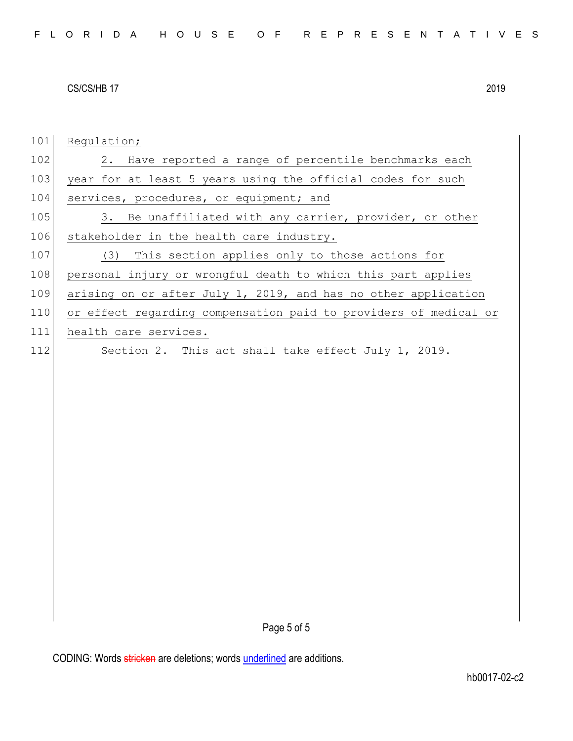Regulation;

2. Have reported a range of percentile benchmarks each year for at least 5 years using the official codes for such services, procedures, or equipment; and

3. Be unaffiliated with any carrier, provider, or other stakeholder in the health care industry.

(3) This section applies only to those actions for personal injury or wrongful death to which this part applies arising on or after July 1, 2019, and has no other application or effect regarding compensation paid to providers of medical or health care services.

Section 2. This act shall take effect July 1, 2019.

CODING: Words stricken are deletions; words underlined are additions.